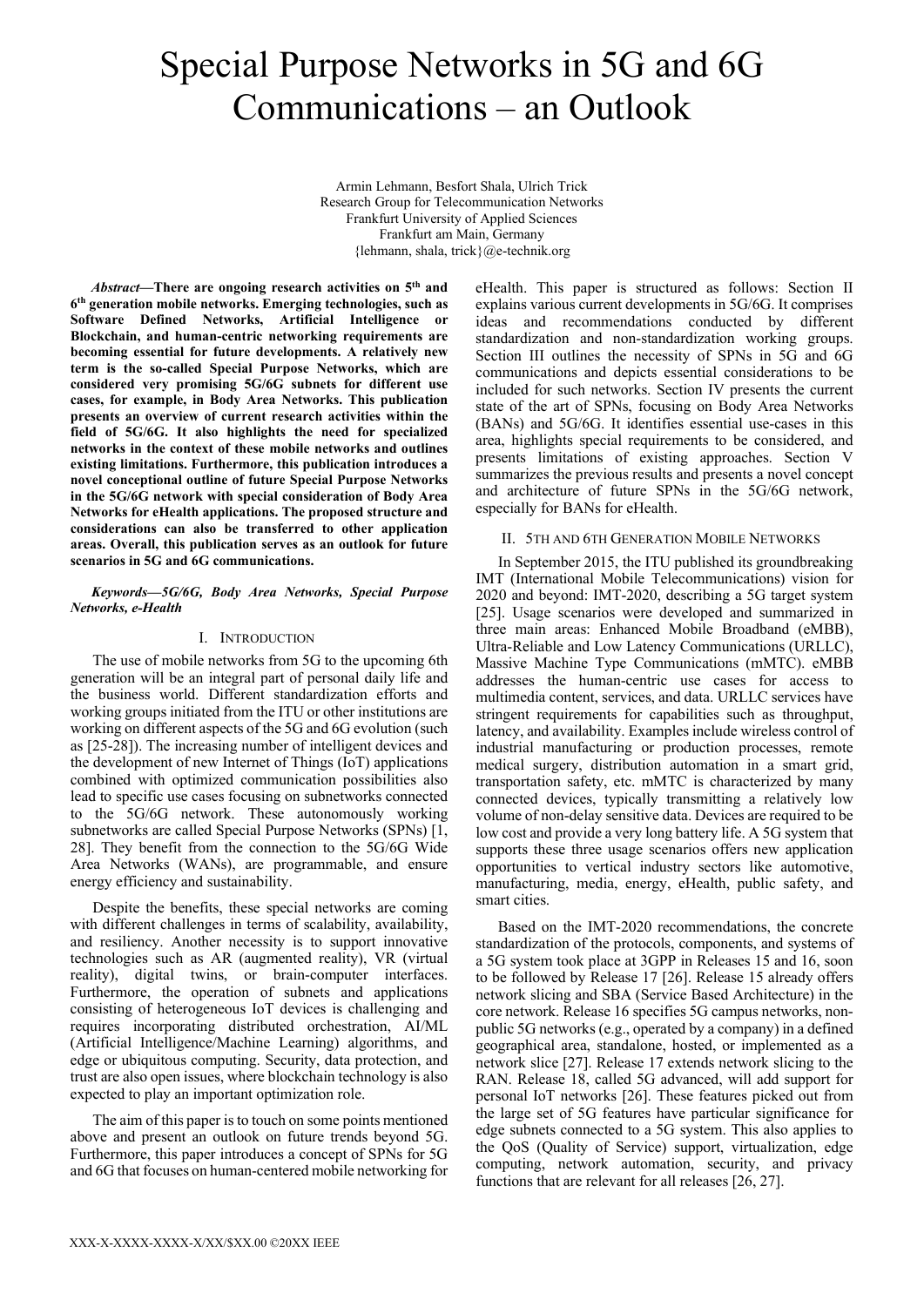# Special Purpose Networks in 5G and 6G Communications – an Outlook

Armin Lehmann, Besfort Shala, Ulrich Trick
Research Group for Telecommunication Networks
Frankfurt University of Applied Sciences
Frankfurt am Main, Germany
{lehmann, shala, trick}@e-technik.org

***Abstract*—There are ongoing research activities on 5th and 6th generation mobile networks. Emerging technologies, such as Software Defined Networks, Artificial Intelligence or Blockchain, and human-centric networking requirements are becoming essential for future developments. A relatively new term is the so-called Special Purpose Networks, which are considered very promising 5G/6G subnets for different use cases, for example, in Body Area Networks. This publication presents an overview of current research activities within the field of 5G/6G. It also highlights the need for specialized networks in the context of these mobile networks and outlines existing limitations. Furthermore, this publication introduces a novel conceptional outline of future Special Purpose Networks in the 5G/6G network with special consideration of Body Area Networks for eHealth applications. The proposed structure and considerations can also be transferred to other application areas. Overall, this publication serves as an outlook for future scenarios in 5G and 6G communications.**

***Keywords—5G/6G, Body Area Networks, Special Purpose Networks, e-Health***

## I. Introduction

The use of mobile networks from 5G to the upcoming 6th generation will be an integral part of personal daily life and the business world. Different standardization efforts and working groups initiated from the ITU or other institutions are working on different aspects of the 5G and 6G evolution (such as [25-28]). The increasing number of intelligent devices and the development of new Internet of Things (IoT) applications combined with optimized communication possibilities also lead to specific use cases focusing on subnetworks connected to the 5G/6G network. These autonomously working subnetworks are called Special Purpose Networks (SPNs) [1, 28]. They benefit from the connection to the 5G/6G Wide Area Networks (WANs), are programmable, and ensure energy efficiency and sustainability.

Despite the benefits, these special networks are coming with different challenges in terms of scalability, availability, and resiliency. Another necessity is to support innovative technologies such as AR (augmented reality), VR (virtual reality), digital twins, or brain-computer interfaces. Furthermore, the operation of subnets and applications consisting of heterogeneous IoT devices is challenging and requires incorporating distributed orchestration, AI/ML (Artificial Intelligence/Machine Learning) algorithms, and edge or ubiquitous computing. Security, data protection, and trust are also open issues, where blockchain technology is also expected to play an important optimization role.

The aim of this paper is to touch on some points mentioned above and present an outlook on future trends beyond 5G. Furthermore, this paper introduces a concept of SPNs for 5G and 6G that focuses on human-centered mobile networking for eHealth. This paper is structured as follows: Section II explains various current developments in 5G/6G. It comprises ideas and recommendations conducted by different standardization and non-standardization working groups. Section III outlines the necessity of SPNs in 5G and 6G communications and depicts essential considerations to be included for such networks. Section IV presents the current state of the art of SPNs, focusing on Body Area Networks (BANs) and 5G/6G. It identifies essential use-cases in this area, highlights special requirements to be considered, and presents limitations of existing approaches. Section V summarizes the previous results and presents a novel concept and architecture of future SPNs in the 5G/6G network, especially for BANs for eHealth.

## II. 5th and 6th Generation Mobile Networks

In September 2015, the ITU published its groundbreaking IMT (International Mobile Telecommunications) vision for 2020 and beyond: IMT-2020, describing a 5G target system [25]. Usage scenarios were developed and summarized in three main areas: Enhanced Mobile Broadband (eMBB), Ultra-Reliable and Low Latency Communications (URLLC), Massive Machine Type Communications (mMTC). eMBB addresses the human-centric use cases for access to multimedia content, services, and data. URLLC services have stringent requirements for capabilities such as throughput, latency, and availability. Examples include wireless control of industrial manufacturing or production processes, remote medical surgery, distribution automation in a smart grid, transportation safety, etc. mMTC is characterized by many connected devices, typically transmitting a relatively low volume of non-delay sensitive data. Devices are required to be low cost and provide a very long battery life. A 5G system that supports these three usage scenarios offers new application opportunities to vertical industry sectors like automotive, manufacturing, media, energy, eHealth, public safety, and smart cities.

Based on the IMT-2020 recommendations, the concrete standardization of the protocols, components, and systems of a 5G system took place at 3GPP in Releases 15 and 16, soon to be followed by Release 17 [26]. Release 15 already offers network slicing and SBA (Service Based Architecture) in the core network. Release 16 specifies 5G campus networks, non-public 5G networks (e.g., operated by a company) in a defined geographical area, standalone, hosted, or implemented as a network slice [27]. Release 17 extends network slicing to the RAN. Release 18, called 5G advanced, will add support for personal IoT networks [26]. These features picked out from the large set of 5G features have particular significance for edge subnets connected to a 5G system. This also applies to the QoS (Quality of Service) support, virtualization, edge computing, network automation, security, and privacy functions that are relevant for all releases [26, 27].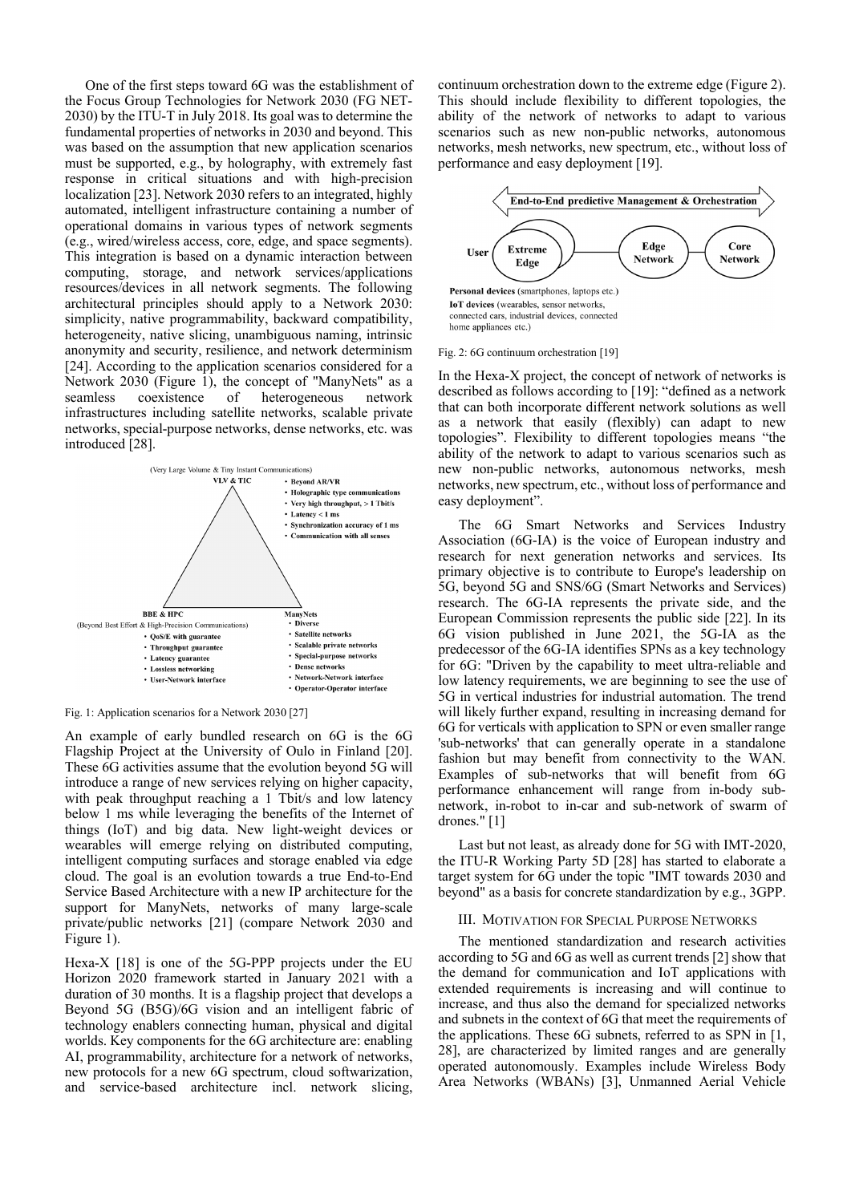One of the first steps toward 6G was the establishment of the Focus Group Technologies for Network 2030 (FG NET-2030) by the ITU-T in July 2018. Its goal was to determine the fundamental properties of networks in 2030 and beyond. This was based on the assumption that new application scenarios must be supported, e.g., by holography, with extremely fast response in critical situations and with high-precision localization [23]. Network 2030 refers to an integrated, highly automated, intelligent infrastructure containing a number of operational domains in various types of network segments (e.g., wired/wireless access, core, edge, and space segments). This integration is based on a dynamic interaction between computing, storage, and network services/applications resources/devices in all network segments. The following architectural principles should apply to a Network 2030: simplicity, native programmability, backward compatibility, heterogeneity, native slicing, unambiguous naming, intrinsic anonymity and security, resilience, and network determinism [24]. According to the application scenarios considered for a Network 2030 (Figure 1), the concept of "ManyNets" as a seamless coexistence of heterogeneous network infrastructures including satellite networks, scalable private networks, special-purpose networks, dense networks, etc. was introduced [28].

(Very Large Volume & Tiny Instant Communications)
VLV & TIC
- Beyond AR/VR
- Holographic type communications
- Very high throughput, > 1 Tbit/s
- Latency < 1 ms
- Synchronization accuracy of 1 ms
- Communication with all senses

BBE & HPC
(Beyond Best Effort & High-Precision Communications)
- QoS/E with guarantee
- Throughput guarantee
- Latency guarantee
- Lossless networking
- User-Network interface

ManyNets
- Diverse
- Satellite networks
- Scalable private networks
- Special-purpose networks
- Dense networks
- Network-Network interface
- Operator-Operator interface

Fig. 1: Application scenarios for a Network 2030 [27]

An example of early bundled research on 6G is the 6G Flagship Project at the University of Oulo in Finland [20]. These 6G activities assume that the evolution beyond 5G will introduce a range of new services relying on higher capacity, with peak throughput reaching a 1 Tbit/s and low latency below 1 ms while leveraging the benefits of the Internet of things (IoT) and big data. New light-weight devices or wearables will emerge relying on distributed computing, intelligent computing surfaces and storage enabled via edge cloud. The goal is an evolution towards a true End-to-End Service Based Architecture with a new IP architecture for the support for ManyNets, networks of many large-scale private/public networks [21] (compare Network 2030 and Figure 1).

Hexa-X [18] is one of the 5G-PPP projects under the EU Horizon 2020 framework started in January 2021 with a duration of 30 months. It is a flagship project that develops a Beyond 5G (B5G)/6G vision and an intelligent fabric of technology enablers connecting human, physical and digital worlds. Key components for the 6G architecture are: enabling AI, programmability, architecture for a network of networks, new protocols for a new 6G spectrum, cloud softwarization, and service-based architecture incl. network slicing, continuum orchestration down to the extreme edge (Figure 2). This should include flexibility to different topologies, the ability of the network of networks to adapt to various scenarios such as new non-public networks, autonomous networks, mesh networks, new spectrum, etc., without loss of performance and easy deployment [19].

End-to-End predictive Management & Orchestration

User — Extreme Edge — Edge Network — Core Network

**Personal devices** (smartphones, laptops etc.)
**IoT devices** (wearables, sensor networks, connected cars, industrial devices, connected home appliances etc.)

Fig. 2: 6G continuum orchestration [19]

In the Hexa-X project, the concept of network of networks is described as follows according to [19]: "defined as a network that can both incorporate different network solutions as well as a network that easily (flexibly) can adapt to new topologies". Flexibility to different topologies means "the ability of the network to adapt to various scenarios such as new non-public networks, autonomous networks, mesh networks, new spectrum, etc., without loss of performance and easy deployment".

The 6G Smart Networks and Services Industry Association (6G-IA) is the voice of European industry and research for next generation networks and services. Its primary objective is to contribute to Europe's leadership on 5G, beyond 5G and SNS/6G (Smart Networks and Services) research. The 6G-IA represents the private side, and the European Commission represents the public side [22]. In its 6G vision published in June 2021, the 5G-IA as the predecessor of the 6G-IA identifies SPNs as a key technology for 6G: "Driven by the capability to meet ultra-reliable and low latency requirements, we are beginning to see the use of 5G in vertical industries for industrial automation. The trend will likely further expand, resulting in increasing demand for 6G for verticals with application to SPN or even smaller range 'sub-networks' that can generally operate in a standalone fashion but may benefit from connectivity to the WAN. Examples of sub-networks that will benefit from 6G performance enhancement will range from in-body sub-network, in-robot to in-car and sub-network of swarm of drones." [1]

Last but not least, as already done for 5G with IMT-2020, the ITU-R Working Party 5D [28] has started to elaborate a target system for 6G under the topic "IMT towards 2030 and beyond" as a basis for concrete standardization by e.g., 3GPP.

## III. Motivation for Special Purpose Networks

The mentioned standardization and research activities according to 5G and 6G as well as current trends [2] show that the demand for communication and IoT applications with extended requirements is increasing and will continue to increase, and thus also the demand for specialized networks and subnets in the context of 6G that meet the requirements of the applications. These 6G subnets, referred to as SPN in [1, 28], are characterized by limited ranges and are generally operated autonomously. Examples include Wireless Body Area Networks (WBANs) [3], Unmanned Aerial Vehicle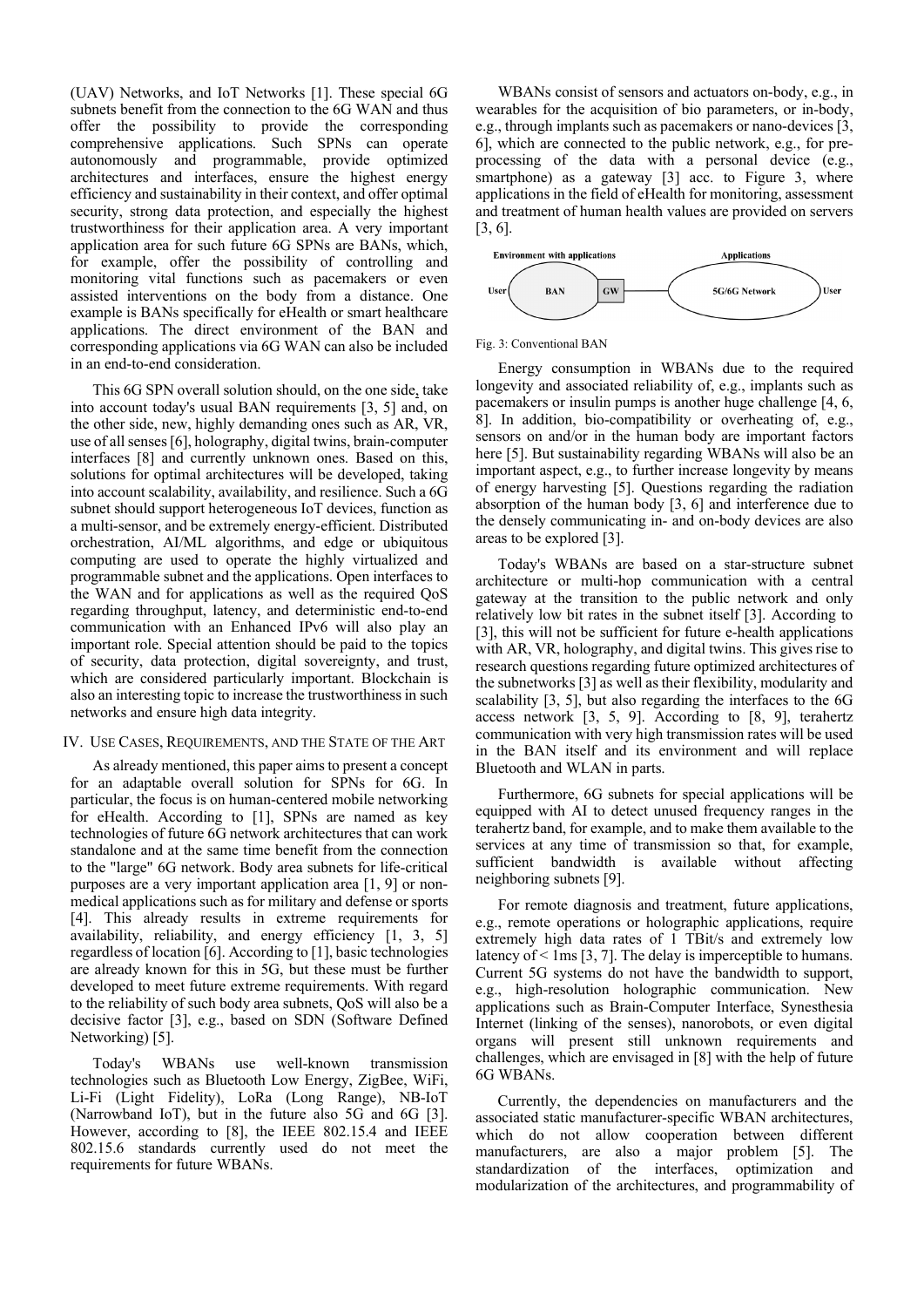(UAV) Networks, and IoT Networks [1]. These special 6G subnets benefit from the connection to the 6G WAN and thus offer the possibility to provide the corresponding comprehensive applications. Such SPNs can operate autonomously and programmable, provide optimized architectures and interfaces, ensure the highest energy efficiency and sustainability in their context, and offer optimal security, strong data protection, and especially the highest trustworthiness for their application area. A very important application area for such future 6G SPNs are BANs, which, for example, offer the possibility of controlling and monitoring vital functions such as pacemakers or even assisted interventions on the body from a distance. One example is BANs specifically for eHealth or smart healthcare applications. The direct environment of the BAN and corresponding applications via 6G WAN can also be included in an end-to-end consideration.

This 6G SPN overall solution should, on the one side, take into account today's usual BAN requirements [3, 5] and, on the other side, new, highly demanding ones such as AR, VR, use of all senses [6], holography, digital twins, brain-computer interfaces [8] and currently unknown ones. Based on this, solutions for optimal architectures will be developed, taking into account scalability, availability, and resilience. Such a 6G subnet should support heterogeneous IoT devices, function as a multi-sensor, and be extremely energy-efficient. Distributed orchestration, AI/ML algorithms, and edge or ubiquitous computing are used to operate the highly virtualized and programmable subnet and the applications. Open interfaces to the WAN and for applications as well as the required QoS regarding throughput, latency, and deterministic end-to-end communication with an Enhanced IPv6 will also play an important role. Special attention should be paid to the topics of security, data protection, digital sovereignty, and trust, which are considered particularly important. Blockchain is also an interesting topic to increase the trustworthiness in such networks and ensure high data integrity.

## IV. Use Cases, Requirements, and the State of the Art

As already mentioned, this paper aims to present a concept for an adaptable overall solution for SPNs for 6G. In particular, the focus is on human-centered mobile networking for eHealth. According to [1], SPNs are named as key technologies of future 6G network architectures that can work standalone and at the same time benefit from the connection to the "large" 6G network. Body area subnets for life-critical purposes are a very important application area [1, 9] or non-medical applications such as for military and defense or sports [4]. This already results in extreme requirements for availability, reliability, and energy efficiency [1, 3, 5] regardless of location [6]. According to [1], basic technologies are already known for this in 5G, but these must be further developed to meet future extreme requirements. With regard to the reliability of such body area subnets, QoS will also be a decisive factor [3], e.g., based on SDN (Software Defined Networking) [5].

Today's WBANs use well-known transmission technologies such as Bluetooth Low Energy, ZigBee, WiFi, Li-Fi (Light Fidelity), LoRa (Long Range), NB-IoT (Narrowband IoT), but in the future also 5G and 6G [3]. However, according to [8], the IEEE 802.15.4 and IEEE 802.15.6 standards currently used do not meet the requirements for future WBANs.

WBANs consist of sensors and actuators on-body, e.g., in wearables for the acquisition of bio parameters, or in-body, e.g., through implants such as pacemakers or nano-devices [3, 6], which are connected to the public network, e.g., for pre-processing of the data with a personal device (e.g., smartphone) as a gateway [3] acc. to Figure 3, where applications in the field of eHealth for monitoring, assessment and treatment of human health values are provided on servers [3, 6].

Environment with applications — User — BAN — GW — Applications — 5G/6G Network — User

Fig. 3: Conventional BAN

Energy consumption in WBANs due to the required longevity and associated reliability of, e.g., implants such as pacemakers or insulin pumps is another huge challenge [4, 6, 8]. In addition, bio-compatibility or overheating of, e.g., sensors on and/or in the human body are important factors here [5]. But sustainability regarding WBANs will also be an important aspect, e.g., to further increase longevity by means of energy harvesting [5]. Questions regarding the radiation absorption of the human body [3, 6] and interference due to the densely communicating in- and on-body devices are also areas to be explored [3].

Today's WBANs are based on a star-structure subnet architecture or multi-hop communication with a central gateway at the transition to the public network and only relatively low bit rates in the subnet itself [3]. According to [3], this will not be sufficient for future e-health applications with AR, VR, holography, and digital twins. This gives rise to research questions regarding future optimized architectures of the subnetworks [3] as well as their flexibility, modularity and scalability [3, 5], but also regarding the interfaces to the 6G access network [3, 5, 9]. According to [8, 9], terahertz communication with very high transmission rates will be used in the BAN itself and its environment and will replace Bluetooth and WLAN in parts.

Furthermore, 6G subnets for special applications will be equipped with AI to detect unused frequency ranges in the terahertz band, for example, and to make them available to the services at any time of transmission so that, for example, sufficient bandwidth is available without affecting neighboring subnets [9].

For remote diagnosis and treatment, future applications, e.g., remote operations or holographic applications, require extremely high data rates of 1 TBit/s and extremely low latency of < 1ms [3, 7]. The delay is imperceptible to humans. Current 5G systems do not have the bandwidth to support, e.g., high-resolution holographic communication. New applications such as Brain-Computer Interface, Synesthesia Internet (linking of the senses), nanorobots, or even digital organs will present still unknown requirements and challenges, which are envisaged in [8] with the help of future 6G WBANs.

Currently, the dependencies on manufacturers and the associated static manufacturer-specific WBAN architectures, which do not allow cooperation between different manufacturers, are also a major problem [5]. The standardization of the interfaces, optimization and modularization of the architectures, and programmability of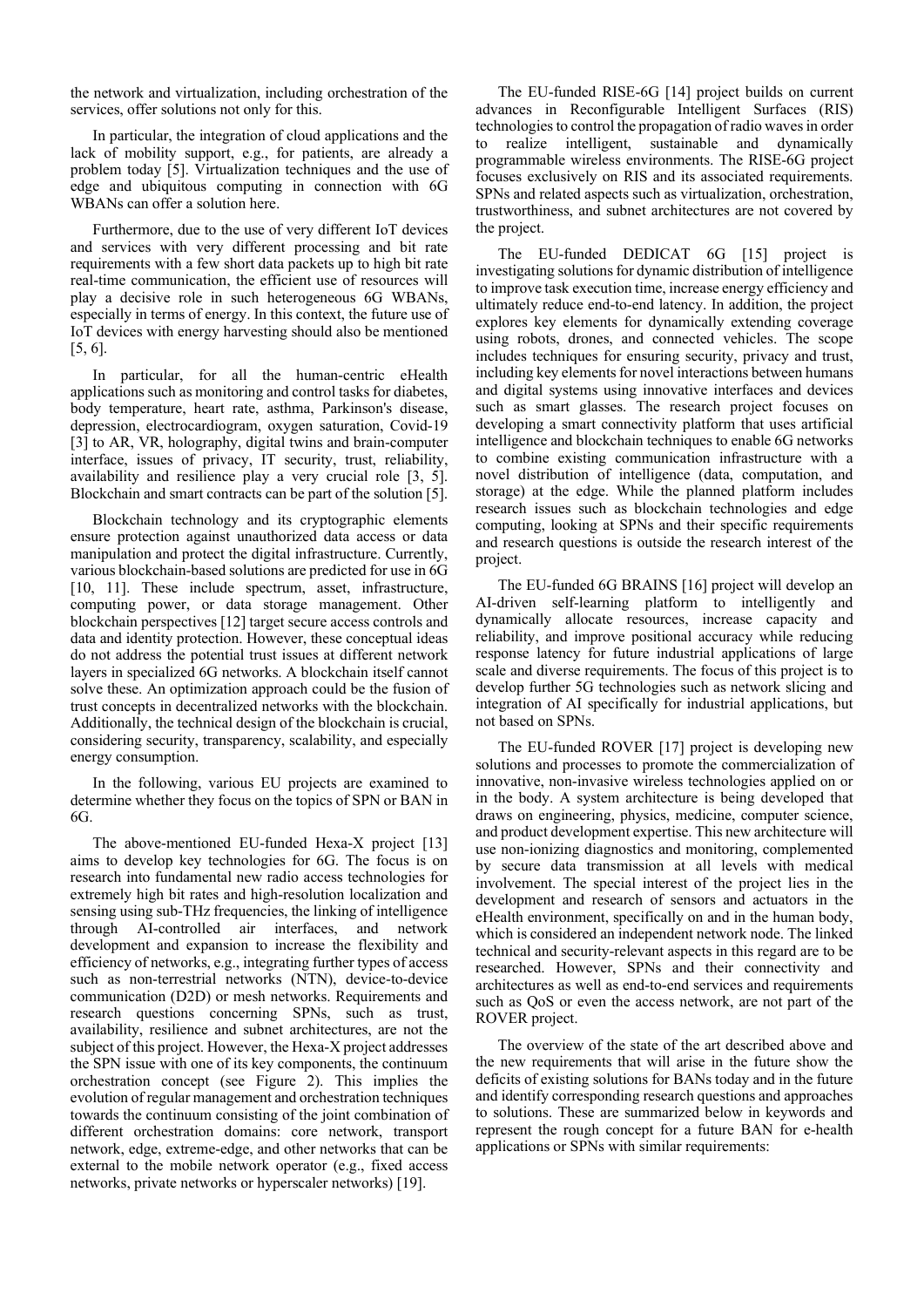the network and virtualization, including orchestration of the services, offer solutions not only for this.

In particular, the integration of cloud applications and the lack of mobility support, e.g., for patients, are already a problem today [5]. Virtualization techniques and the use of edge and ubiquitous computing in connection with 6G WBANs can offer a solution here.

Furthermore, due to the use of very different IoT devices and services with very different processing and bit rate requirements with a few short data packets up to high bit rate real-time communication, the efficient use of resources will play a decisive role in such heterogeneous 6G WBANs, especially in terms of energy. In this context, the future use of IoT devices with energy harvesting should also be mentioned [5, 6].

In particular, for all the human-centric eHealth applications such as monitoring and control tasks for diabetes, body temperature, heart rate, asthma, Parkinson's disease, depression, electrocardiogram, oxygen saturation, Covid-19 [3] to AR, VR, holography, digital twins and brain-computer interface, issues of privacy, IT security, trust, reliability, availability and resilience play a very crucial role [3, 5]. Blockchain and smart contracts can be part of the solution [5].

Blockchain technology and its cryptographic elements ensure protection against unauthorized data access or data manipulation and protect the digital infrastructure. Currently, various blockchain-based solutions are predicted for use in 6G [10, 11]. These include spectrum, asset, infrastructure, computing power, or data storage management. Other blockchain perspectives [12] target secure access controls and data and identity protection. However, these conceptual ideas do not address the potential trust issues at different network layers in specialized 6G networks. A blockchain itself cannot solve these. An optimization approach could be the fusion of trust concepts in decentralized networks with the blockchain. Additionally, the technical design of the blockchain is crucial, considering security, transparency, scalability, and especially energy consumption.

In the following, various EU projects are examined to determine whether they focus on the topics of SPN or BAN in 6G.

The above-mentioned EU-funded Hexa-X project [13] aims to develop key technologies for 6G. The focus is on research into fundamental new radio access technologies for extremely high bit rates and high-resolution localization and sensing using sub-THz frequencies, the linking of intelligence through AI-controlled air interfaces, and network development and expansion to increase the flexibility and efficiency of networks, e.g., integrating further types of access such as non-terrestrial networks (NTN), device-to-device communication (D2D) or mesh networks. Requirements and research questions concerning SPNs, such as trust, availability, resilience and subnet architectures, are not the subject of this project. However, the Hexa-X project addresses the SPN issue with one of its key components, the continuum orchestration concept (see Figure 2). This implies the evolution of regular management and orchestration techniques towards the continuum consisting of the joint combination of different orchestration domains: core network, transport network, edge, extreme-edge, and other networks that can be external to the mobile network operator (e.g., fixed access networks, private networks or hyperscaler networks) [19].

The EU-funded RISE-6G [14] project builds on current advances in Reconfigurable Intelligent Surfaces (RIS) technologies to control the propagation of radio waves in order to realize intelligent, sustainable and dynamically programmable wireless environments. The RISE-6G project focuses exclusively on RIS and its associated requirements. SPNs and related aspects such as virtualization, orchestration, trustworthiness, and subnet architectures are not covered by the project.

The EU-funded DEDICAT 6G [15] project is investigating solutions for dynamic distribution of intelligence to improve task execution time, increase energy efficiency and ultimately reduce end-to-end latency. In addition, the project explores key elements for dynamically extending coverage using robots, drones, and connected vehicles. The scope includes techniques for ensuring security, privacy and trust, including key elements for novel interactions between humans and digital systems using innovative interfaces and devices such as smart glasses. The research project focuses on developing a smart connectivity platform that uses artificial intelligence and blockchain techniques to enable 6G networks to combine existing communication infrastructure with a novel distribution of intelligence (data, computation, and storage) at the edge. While the planned platform includes research issues such as blockchain technologies and edge computing, looking at SPNs and their specific requirements and research questions is outside the research interest of the project.

The EU-funded 6G BRAINS [16] project will develop an AI-driven self-learning platform to intelligently and dynamically allocate resources, increase capacity and reliability, and improve positional accuracy while reducing response latency for future industrial applications of large scale and diverse requirements. The focus of this project is to develop further 5G technologies such as network slicing and integration of AI specifically for industrial applications, but not based on SPNs.

The EU-funded ROVER [17] project is developing new solutions and processes to promote the commercialization of innovative, non-invasive wireless technologies applied on or in the body. A system architecture is being developed that draws on engineering, physics, medicine, computer science, and product development expertise. This new architecture will use non-ionizing diagnostics and monitoring, complemented by secure data transmission at all levels with medical involvement. The special interest of the project lies in the development and research of sensors and actuators in the eHealth environment, specifically on and in the human body, which is considered an independent network node. The linked technical and security-relevant aspects in this regard are to be researched. However, SPNs and their connectivity and architectures as well as end-to-end services and requirements such as QoS or even the access network, are not part of the ROVER project.

The overview of the state of the art described above and the new requirements that will arise in the future show the deficits of existing solutions for BANs today and in the future and identify corresponding research questions and approaches to solutions. These are summarized below in keywords and represent the rough concept for a future BAN for e-health applications or SPNs with similar requirements: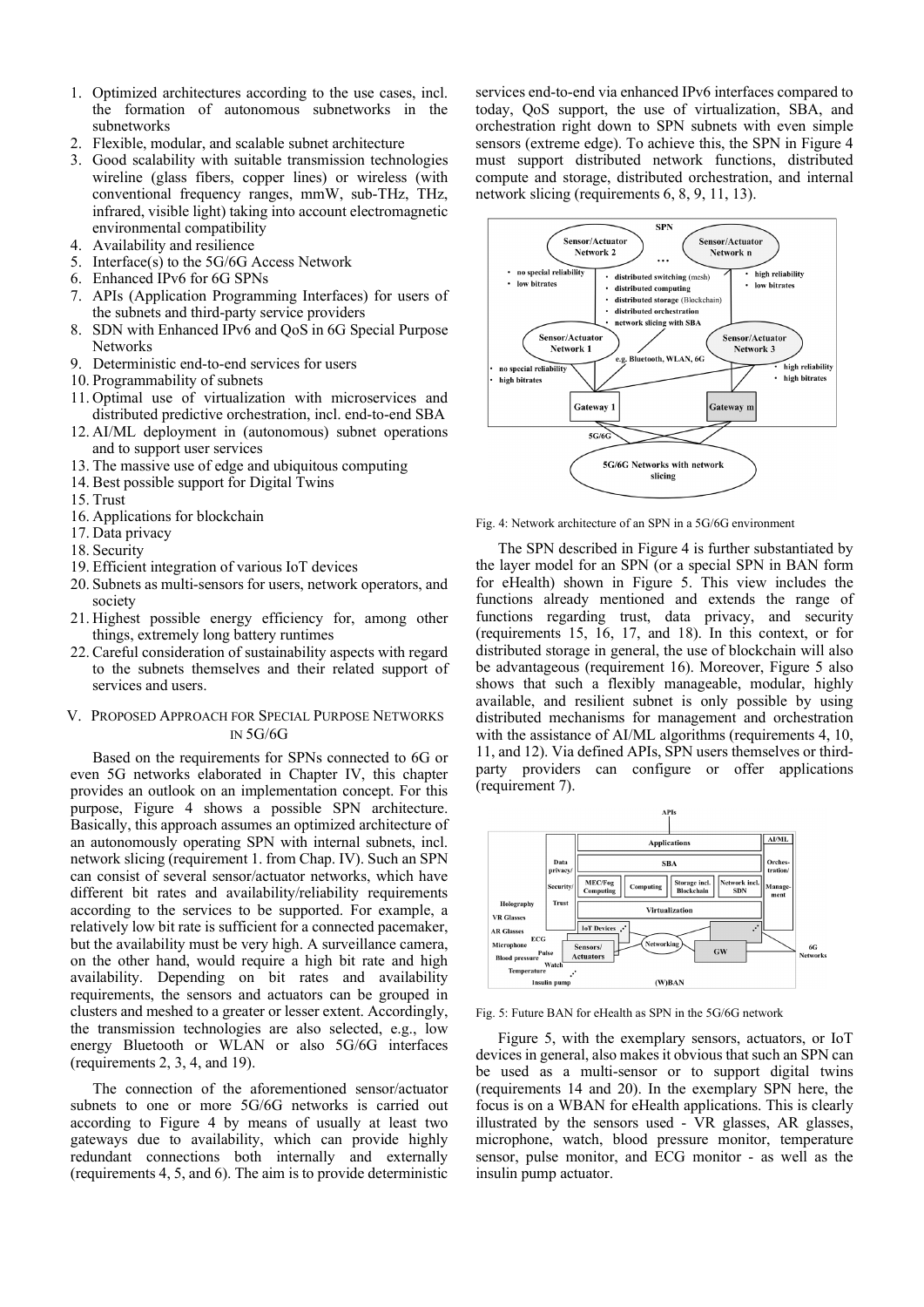1. Optimized architectures according to the use cases, incl. the formation of autonomous subnetworks in the subnetworks
2. Flexible, modular, and scalable subnet architecture
3. Good scalability with suitable transmission technologies wireline (glass fibers, copper lines) or wireless (with conventional frequency ranges, mmW, sub-THz, THz, infrared, visible light) taking into account electromagnetic environmental compatibility
4. Availability and resilience
5. Interface(s) to the 5G/6G Access Network
6. Enhanced IPv6 for 6G SPNs
7. APIs (Application Programming Interfaces) for users of the subnets and third-party service providers
8. SDN with Enhanced IPv6 and QoS in 6G Special Purpose Networks
9. Deterministic end-to-end services for users
10. Programmability of subnets
11. Optimal use of virtualization with microservices and distributed predictive orchestration, incl. end-to-end SBA
12. AI/ML deployment in (autonomous) subnet operations and to support user services
13. The massive use of edge and ubiquitous computing
14. Best possible support for Digital Twins
15. Trust
16. Applications for blockchain
17. Data privacy
18. Security
19. Efficient integration of various IoT devices
20. Subnets as multi-sensors for users, network operators, and society
21. Highest possible energy efficiency for, among other things, extremely long battery runtimes
22. Careful consideration of sustainability aspects with regard to the subnets themselves and their related support of services and users.

## V. Proposed Approach for Special Purpose Networks in 5G/6G

Based on the requirements for SPNs connected to 6G or even 5G networks elaborated in Chapter IV, this chapter provides an outlook on an implementation concept. For this purpose, Figure 4 shows a possible SPN architecture. Basically, this approach assumes an optimized architecture of an autonomously operating SPN with internal subnets, incl. network slicing (requirement 1. from Chap. IV). Such an SPN can consist of several sensor/actuator networks, which have different bit rates and availability/reliability requirements according to the services to be supported. For example, a relatively low bit rate is sufficient for a connected pacemaker, but the availability must be very high. A surveillance camera, on the other hand, would require a high bit rate and high availability. Depending on bit rates and availability requirements, the sensors and actuators can be grouped in clusters and meshed to a greater or lesser extent. Accordingly, the transmission technologies are also selected, e.g., low energy Bluetooth or WLAN or also 5G/6G interfaces (requirements 2, 3, 4, and 19).

The connection of the aforementioned sensor/actuator subnets to one or more 5G/6G networks is carried out according to Figure 4 by means of usually at least two gateways due to availability, which can provide highly redundant connections both internally and externally (requirements 4, 5, and 6). The aim is to provide deterministic services end-to-end via enhanced IPv6 interfaces compared to today, QoS support, the use of virtualization, SBA, and orchestration right down to SPN subnets with even simple sensors (extreme edge). To achieve this, the SPN in Figure 4 must support distributed network functions, distributed compute and storage, distributed orchestration, and internal network slicing (requirements 6, 8, 9, 11, 13).

Fig. 4: Network architecture of an SPN in a 5G/6G environment

The SPN described in Figure 4 is further substantiated by the layer model for an SPN (or a special SPN in BAN form for eHealth) shown in Figure 5. This view includes the functions already mentioned and extends the range of functions regarding trust, data privacy, and security (requirements 15, 16, 17, and 18). In this context, or for distributed storage in general, the use of blockchain will also be advantageous (requirement 16). Moreover, Figure 5 also shows that such a flexibly manageable, modular, highly available, and resilient subnet is only possible by using distributed mechanisms for management and orchestration with the assistance of AI/ML algorithms (requirements 4, 10, 11, and 12). Via defined APIs, SPN users themselves or third-party providers can configure or offer applications (requirement 7).

Fig. 5: Future BAN for eHealth as SPN in the 5G/6G network

Figure 5, with the exemplary sensors, actuators, or IoT devices in general, also makes it obvious that such an SPN can be used as a multi-sensor or to support digital twins (requirements 14 and 20). In the exemplary SPN here, the focus is on a WBAN for eHealth applications. This is clearly illustrated by the sensors used - VR glasses, AR glasses, microphone, watch, blood pressure monitor, temperature sensor, pulse monitor, and ECG monitor - as well as the insulin pump actuator.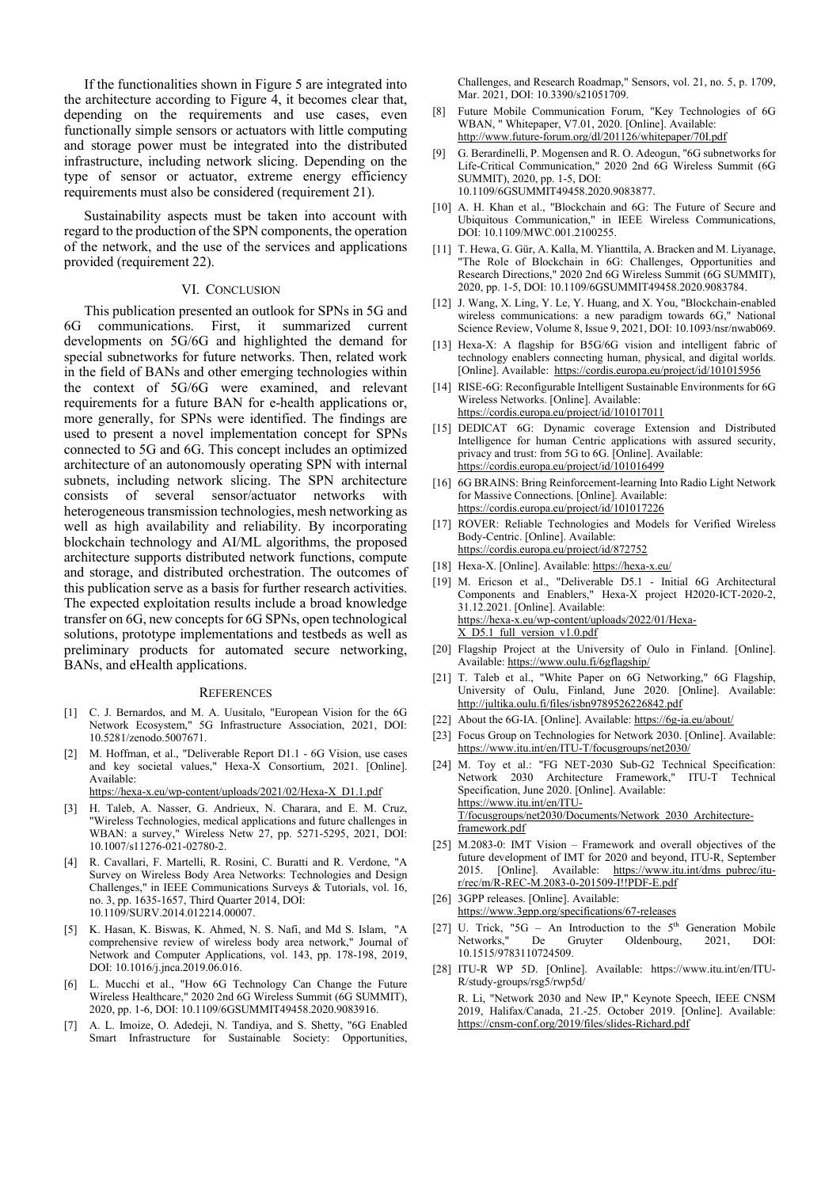If the functionalities shown in Figure 5 are integrated into the architecture according to Figure 4, it becomes clear that, depending on the requirements and use cases, even functionally simple sensors or actuators with little computing and storage power must be integrated into the distributed infrastructure, including network slicing. Depending on the type of sensor or actuator, extreme energy efficiency requirements must also be considered (requirement 21).

Sustainability aspects must be taken into account with regard to the production of the SPN components, the operation of the network, and the use of the services and applications provided (requirement 22).

## VI. Conclusion

This publication presented an outlook for SPNs in 5G and 6G communications. First, it summarized current developments on 5G/6G and highlighted the demand for special subnetworks for future networks. Then, related work in the field of BANs and other emerging technologies within the context of 5G/6G were examined, and relevant requirements for a future BAN for e-health applications or, more generally, for SPNs were identified. The findings are used to present a novel implementation concept for SPNs connected to 5G and 6G. This concept includes an optimized architecture of an autonomously operating SPN with internal subnets, including network slicing. The SPN architecture consists of several sensor/actuator networks with heterogeneous transmission technologies, mesh networking as well as high availability and reliability. By incorporating blockchain technology and AI/ML algorithms, the proposed architecture supports distributed network functions, compute and storage, and distributed orchestration. The outcomes of this publication serve as a basis for further research activities. The expected exploitation results include a broad knowledge transfer on 6G, new concepts for 6G SPNs, open technological solutions, prototype implementations and testbeds as well as preliminary products for automated secure networking, BANs, and eHealth applications.

## References

[1] C. J. Bernardos, and M. A. Uusitalo, "European Vision for the 6G Network Ecosystem," 5G Infrastructure Association, 2021, DOI: 10.5281/zenodo.5007671.

[2] M. Hoffman, et al., "Deliverable Report D1.1 - 6G Vision, use cases and key societal values," Hexa-X Consortium, 2021. [Online]. Available: https://hexa-x.eu/wp-content/uploads/2021/02/Hexa-X_D1.1.pdf

[3] H. Taleb, A. Nasser, G. Andrieux, N. Charara, and E. M. Cruz, "Wireless Technologies, medical applications and future challenges in WBAN: a survey," Wireless Netw 27, pp. 5271-5295, 2021, DOI: 10.1007/s11276-021-02780-2.

[4] R. Cavallari, F. Martelli, R. Rosini, C. Buratti and R. Verdone, "A Survey on Wireless Body Area Networks: Technologies and Design Challenges," in IEEE Communications Surveys & Tutorials, vol. 16, no. 3, pp. 1635-1657, Third Quarter 2014, DOI: 10.1109/SURV.2014.012214.00007.

[5] K. Hasan, K. Biswas, K. Ahmed, N. S. Nafi, and Md S. Islam, "A comprehensive review of wireless body area network," Journal of Network and Computer Applications, vol. 143, pp. 178-198, 2019, DOI: 10.1016/j.jnca.2019.06.016.

[6] L. Mucchi et al., "How 6G Technology Can Change the Future Wireless Healthcare," 2020 2nd 6G Wireless Summit (6G SUMMIT), 2020, pp. 1-6, DOI: 10.1109/6GSUMMIT49458.2020.9083916.

[7] A. L. Imoize, O. Adedeji, N. Tandiya, and S. Shetty, "6G Enabled Smart Infrastructure for Sustainable Society: Opportunities, Challenges, and Research Roadmap," Sensors, vol. 21, no. 5, p. 1709, Mar. 2021, DOI: 10.3390/s21051709.

[8] Future Mobile Communication Forum, "Key Technologies of 6G WBAN, " Whitepaper, V7.01, 2020. [Online]. Available: http://www.future-forum.org/dl/201126/whitepaper/70I.pdf

[9] G. Berardinelli, P. Mogensen and R. O. Adeogun, "6G subnetworks for Life-Critical Communication," 2020 2nd 6G Wireless Summit (6G SUMMIT), 2020, pp. 1-5, DOI: 10.1109/6GSUMMIT49458.2020.9083877.

[10] A. H. Khan et al., "Blockchain and 6G: The Future of Secure and Ubiquitous Communication," in IEEE Wireless Communications, DOI: 10.1109/MWC.001.2100255.

[11] T. Hewa, G. Gür, A. Kalla, M. Ylianttila, A. Bracken and M. Liyanage, "The Role of Blockchain in 6G: Challenges, Opportunities and Research Directions," 2020 2nd 6G Wireless Summit (6G SUMMIT), 2020, pp. 1-5, DOI: 10.1109/6GSUMMIT49458.2020.9083784.

[12] J. Wang, X. Ling, Y. Le, Y. Huang, and X. You, "Blockchain-enabled wireless communications: a new paradigm towards 6G," National Science Review, Volume 8, Issue 9, 2021, DOI: 10.1093/nsr/nwab069.

[13] Hexa-X: A flagship for B5G/6G vision and intelligent fabric of technology enablers connecting human, physical, and digital worlds. [Online]. Available: https://cordis.europa.eu/project/id/101015956

[14] RISE-6G: Reconfigurable Intelligent Sustainable Environments for 6G Wireless Networks. [Online]. Available: https://cordis.europa.eu/project/id/101017011

[15] DEDICAT 6G: Dynamic coverage Extension and Distributed Intelligence for human Centric applications with assured security, privacy and trust: from 5G to 6G. [Online]. Available: https://cordis.europa.eu/project/id/101016499

[16] 6G BRAINS: Bring Reinforcement-learning Into Radio Light Network for Massive Connections. [Online]. Available: https://cordis.europa.eu/project/id/101017226

[17] ROVER: Reliable Technologies and Models for Verified Wireless Body-Centric. [Online]. Available: https://cordis.europa.eu/project/id/872752

[18] Hexa-X. [Online]. Available: https://hexa-x.eu/

[19] M. Ericson et al., "Deliverable D5.1 - Initial 6G Architectural Components and Enablers," Hexa-X project H2020-ICT-2020-2, 31.12.2021. [Online]. Available: https://hexa-x.eu/wp-content/uploads/2022/01/Hexa-X_D5.1_full_version_v1.0.pdf

[20] Flagship Project at the University of Oulo in Finland. [Online]. Available: https://www.oulu.fi/6gflagship/

[21] T. Taleb et al., "White Paper on 6G Networking," 6G Flagship, University of Oulu, Finland, June 2020. [Online]. Available: http://jultika.oulu.fi/files/isbn9789526226842.pdf

[22] About the 6G-IA. [Online]. Available: https://6g-ia.eu/about/

[23] Focus Group on Technologies for Network 2030. [Online]. Available: https://www.itu.int/en/ITU-T/focusgroups/net2030/

[24] M. Toy et al.: "FG NET-2030 Sub-G2 Technical Specification: Network 2030 Architecture Framework," ITU-T Technical Specification, June 2020. [Online]. Available: https://www.itu.int/en/ITU-T/focusgroups/net2030/Documents/Network_2030_Architecture-framework.pdf

[25] M.2083-0: IMT Vision – Framework and overall objectives of the future development of IMT for 2020 and beyond, ITU-R, September 2015. [Online]. Available: https://www.itu.int/dms_pubrec/itu-r/rec/m/R-REC-M.2083-0-201509-I!!PDF-E.pdf

[26] 3GPP releases. [Online]. Available: https://www.3gpp.org/specifications/67-releases

[27] U. Trick, "5G – An Introduction to the 5th Generation Mobile Networks," De Gruyter Oldenbourg, 2021, DOI: 10.1515/9783110724509.

[28] ITU-R WP 5D. [Online]. Available: https://www.itu.int/en/ITU-R/study-groups/rsg5/rwp5d/

R. Li, "Network 2030 and New IP," Keynote Speech, IEEE CNSM 2019, Halifax/Canada, 21.-25. October 2019. [Online]. Available: https://cnsm-conf.org/2019/files/slides-Richard.pdf